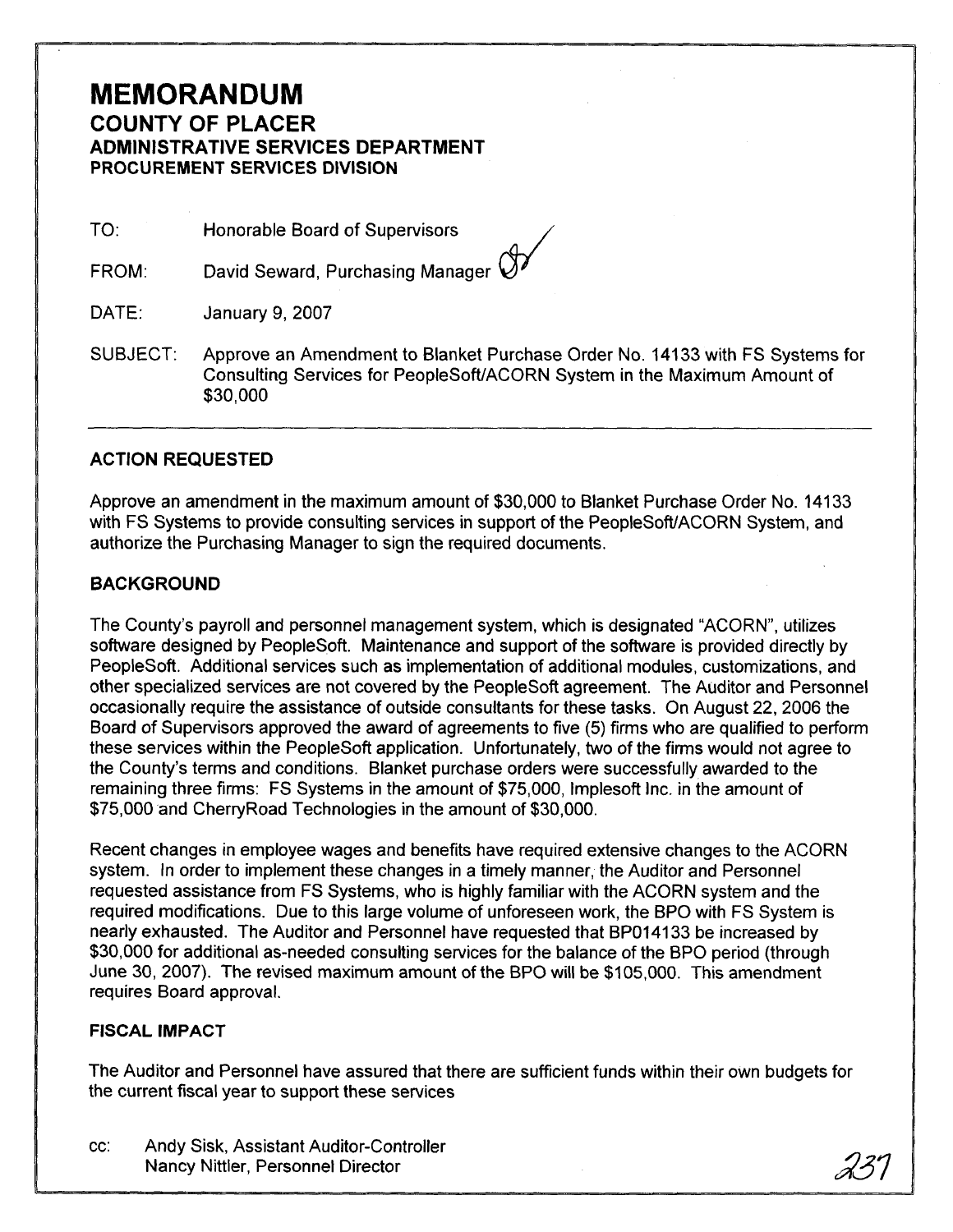# MEMORANDUM

## COUNTY OF PLACER

### ADMINISTRATIVE SERVICES DEPARTMENT
### PROCUREMENT SERVICES DIVISION

TO: Honorable Board of Supervisors

FROM: David Seward, Purchasing Manager

DATE: January 9, 2007

SUBJECT: Approve an Amendment to Blanket Purchase Order No. 14133 with FS Systems for Consulting Services for PeopleSoft/ACORN System in the Maximum Amount of $30,000

---

### ACTION REQUESTED

Approve an amendment in the maximum amount of $30,000 to Blanket Purchase Order No. 14133 with FS Systems to provide consulting services in support of the PeopleSoft/ACORN System, and authorize the Purchasing Manager to sign the required documents.

### BACKGROUND

The County's payroll and personnel management system, which is designated "ACORN", utilizes software designed by PeopleSoft. Maintenance and support of the software is provided directly by PeopleSoft. Additional services such as implementation of additional modules, customizations, and other specialized services are not covered by the PeopleSoft agreement. The Auditor and Personnel occasionally require the assistance of outside consultants for these tasks. On August 22, 2006 the Board of Supervisors approved the award of agreements to five (5) firms who are qualified to perform these services within the PeopleSoft application. Unfortunately, two of the firms would not agree to the County's terms and conditions. Blanket purchase orders were successfully awarded to the remaining three firms: FS Systems in the amount of $75,000, Implesoft Inc. in the amount of $75,000 and CherryRoad Technologies in the amount of $30,000.

Recent changes in employee wages and benefits have required extensive changes to the ACORN system. In order to implement these changes in a timely manner, the Auditor and Personnel requested assistance from FS Systems, who is highly familiar with the ACORN system and the required modifications. Due to this large volume of unforeseen work, the BPO with FS System is nearly exhausted. The Auditor and Personnel have requested that BP014133 be increased by $30,000 for additional as-needed consulting services for the balance of the BPO period (through June 30, 2007). The revised maximum amount of the BPO will be $105,000. This amendment requires Board approval.

### FISCAL IMPACT

The Auditor and Personnel have assured that there are sufficient funds within their own budgets for the current fiscal year to support these services

cc: Andy Sisk, Assistant Auditor-Controller
Nancy Nittler, Personnel Director